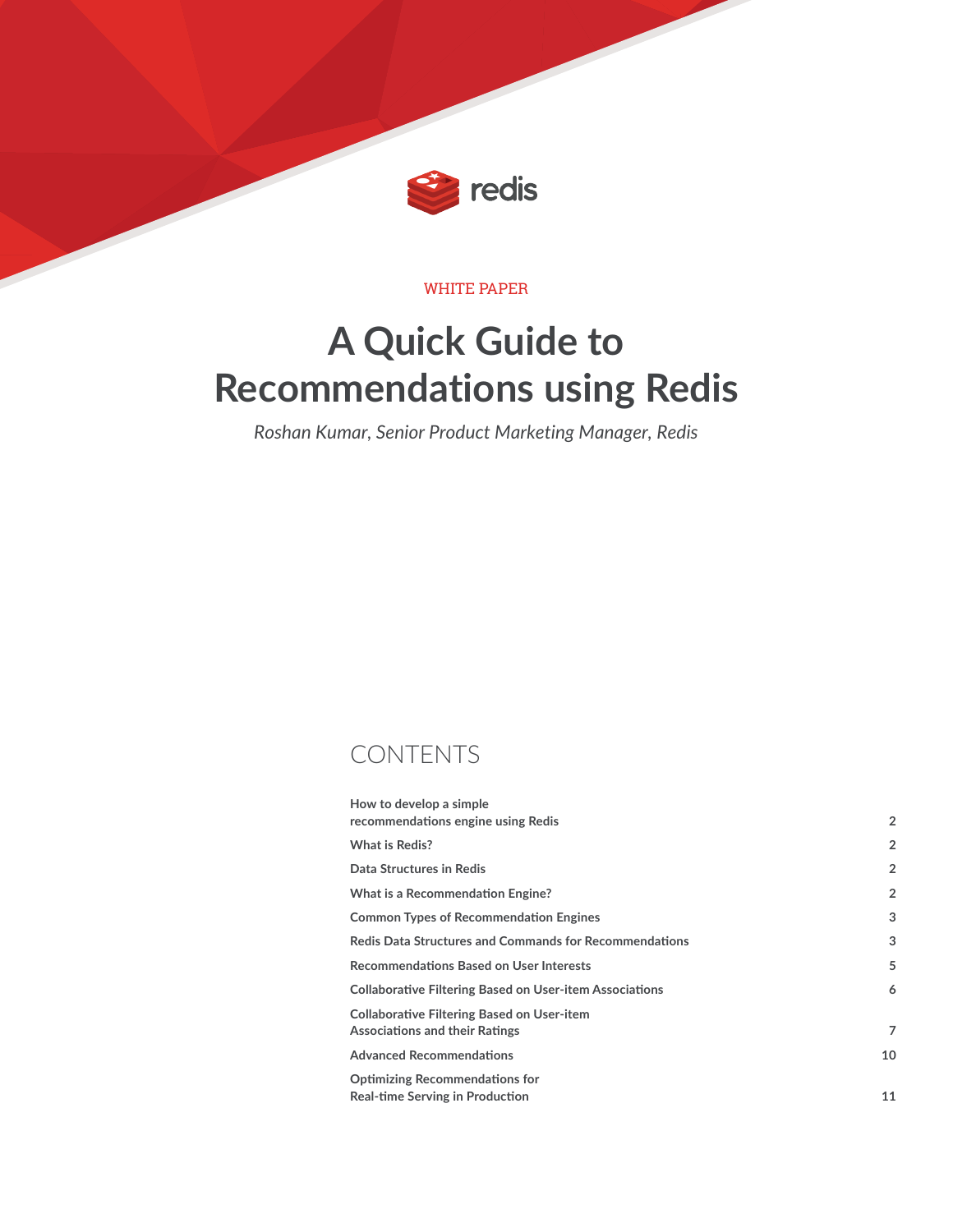WHITE PAPER

# A Quick Guide to Recommendations using Redis

*Roshan Kumar, Senior Product Marketing Manager, Redis*

## CONTENTS

| | |
|---|---|
| **How to develop a simple recommendations engine using Redis** | **2** |
| **What is Redis?** | **2** |
| **Data Structures in Redis** | **2** |
| **What is a Recommendation Engine?** | **2** |
| **Common Types of Recommendation Engines** | **3** |
| **Redis Data Structures and Commands for Recommendations** | **3** |
| **Recommendations Based on User Interests** | **5** |
| **Collaborative Filtering Based on User-item Associations** | **6** |
| **Collaborative Filtering Based on User-item Associations and their Ratings** | **7** |
| **Advanced Recommendations** | **10** |
| **Optimizing Recommendations for Real-time Serving in Production** | **11** |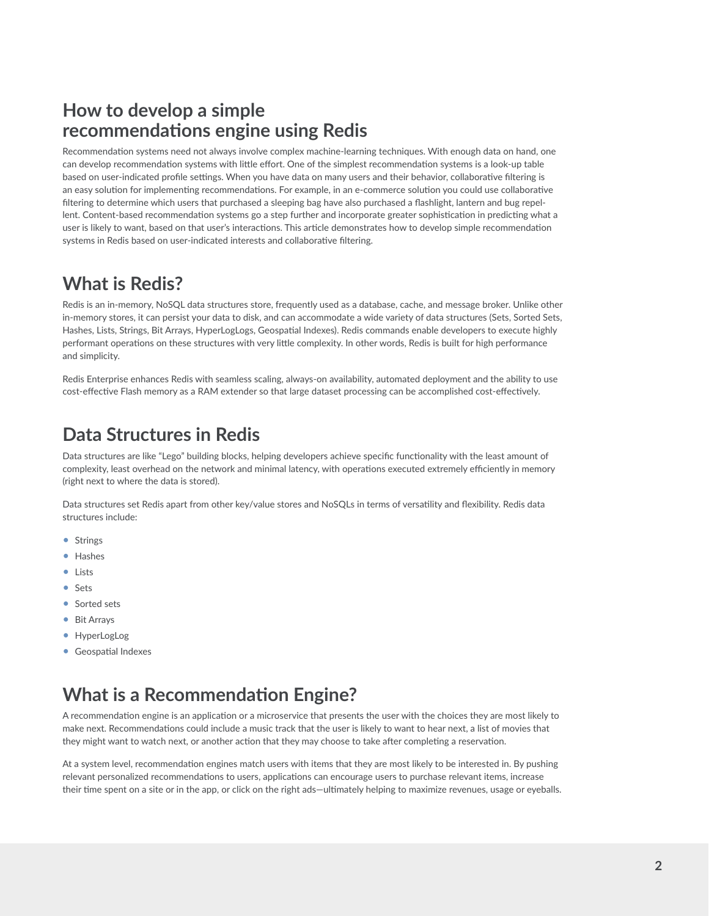# How to develop a simple recommendations engine using Redis

Recommendation systems need not always involve complex machine-learning techniques. With enough data on hand, one can develop recommendation systems with little effort. One of the simplest recommendation systems is a look-up table based on user-indicated profile settings. When you have data on many users and their behavior, collaborative filtering is an easy solution for implementing recommendations. For example, in an e-commerce solution you could use collaborative filtering to determine which users that purchased a sleeping bag have also purchased a flashlight, lantern and bug repellent. Content-based recommendation systems go a step further and incorporate greater sophistication in predicting what a user is likely to want, based on that user's interactions. This article demonstrates how to develop simple recommendation systems in Redis based on user-indicated interests and collaborative filtering.

## What is Redis?

Redis is an in-memory, NoSQL data structures store, frequently used as a database, cache, and message broker. Unlike other in-memory stores, it can persist your data to disk, and can accommodate a wide variety of data structures (Sets, Sorted Sets, Hashes, Lists, Strings, Bit Arrays, HyperLogLogs, Geospatial Indexes). Redis commands enable developers to execute highly performant operations on these structures with very little complexity. In other words, Redis is built for high performance and simplicity.

Redis Enterprise enhances Redis with seamless scaling, always-on availability, automated deployment and the ability to use cost-effective Flash memory as a RAM extender so that large dataset processing can be accomplished cost-effectively.

## Data Structures in Redis

Data structures are like "Lego" building blocks, helping developers achieve specific functionality with the least amount of complexity, least overhead on the network and minimal latency, with operations executed extremely efficiently in memory (right next to where the data is stored).

Data structures set Redis apart from other key/value stores and NoSQLs in terms of versatility and flexibility. Redis data structures include:

- Strings
- Hashes
- Lists
- Sets
- Sorted sets
- Bit Arrays
- HyperLogLog
- Geospatial Indexes

## What is a Recommendation Engine?

A recommendation engine is an application or a microservice that presents the user with the choices they are most likely to make next. Recommendations could include a music track that the user is likely to want to hear next, a list of movies that they might want to watch next, or another action that they may choose to take after completing a reservation.

At a system level, recommendation engines match users with items that they are most likely to be interested in. By pushing relevant personalized recommendations to users, applications can encourage users to purchase relevant items, increase their time spent on a site or in the app, or click on the right ads—ultimately helping to maximize revenues, usage or eyeballs.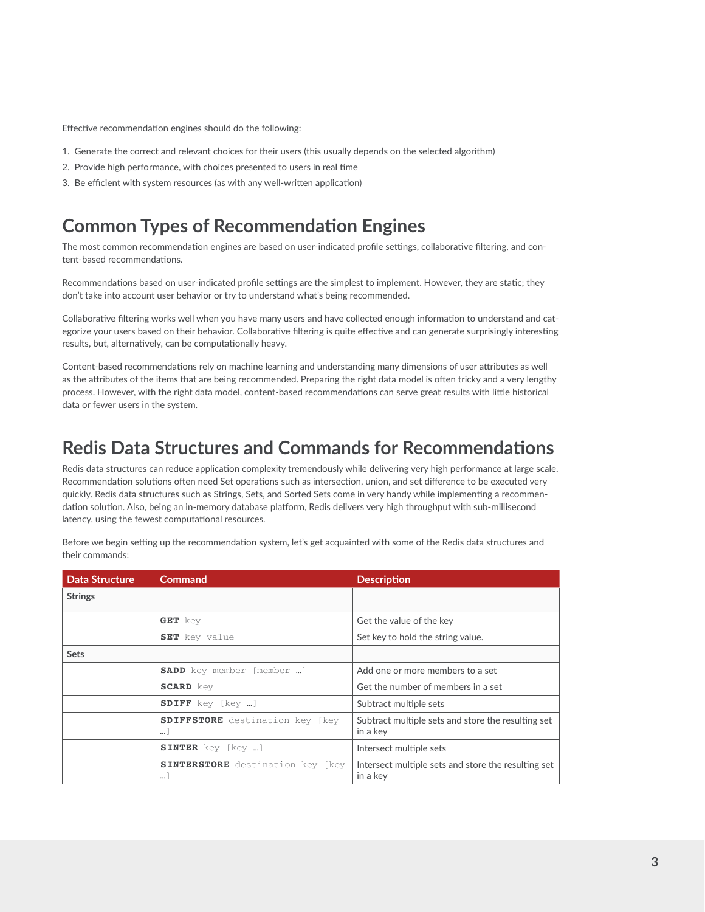Effective recommendation engines should do the following:

1. Generate the correct and relevant choices for their users (this usually depends on the selected algorithm)
2. Provide high performance, with choices presented to users in real time
3. Be efficient with system resources (as with any well-written application)

## Common Types of Recommendation Engines

The most common recommendation engines are based on user-indicated profile settings, collaborative filtering, and content-based recommendations.

Recommendations based on user-indicated profile settings are the simplest to implement. However, they are static; they don't take into account user behavior or try to understand what's being recommended.

Collaborative filtering works well when you have many users and have collected enough information to understand and categorize your users based on their behavior. Collaborative filtering is quite effective and can generate surprisingly interesting results, but, alternatively, can be computationally heavy.

Content-based recommendations rely on machine learning and understanding many dimensions of user attributes as well as the attributes of the items that are being recommended. Preparing the right data model is often tricky and a very lengthy process. However, with the right data model, content-based recommendations can serve great results with little historical data or fewer users in the system.

## Redis Data Structures and Commands for Recommendations

Redis data structures can reduce application complexity tremendously while delivering very high performance at large scale. Recommendation solutions often need Set operations such as intersection, union, and set difference to be executed very quickly. Redis data structures such as Strings, Sets, and Sorted Sets come in very handy while implementing a recommendation solution. Also, being an in-memory database platform, Redis delivers very high throughput with sub-millisecond latency, using the fewest computational resources.

Before we begin setting up the recommendation system, let's get acquainted with some of the Redis data structures and their commands:

| Data Structure | Command | Description |
|---|---|---|
| **Strings** | | |
| | **GET** key | Get the value of the key |
| | **SET** key value | Set key to hold the string value. |
| **Sets** | | |
| | **SADD** key member [member …] | Add one or more members to a set |
| | **SCARD** key | Get the number of members in a set |
| | **SDIFF** key [key …] | Subtract multiple sets |
| | **SDIFFSTORE** destination key [key …] | Subtract multiple sets and store the resulting set in a key |
| | **SINTER** key [key …] | Intersect multiple sets |
| | **SINTERSTORE** destination key [key …] | Intersect multiple sets and store the resulting set in a key |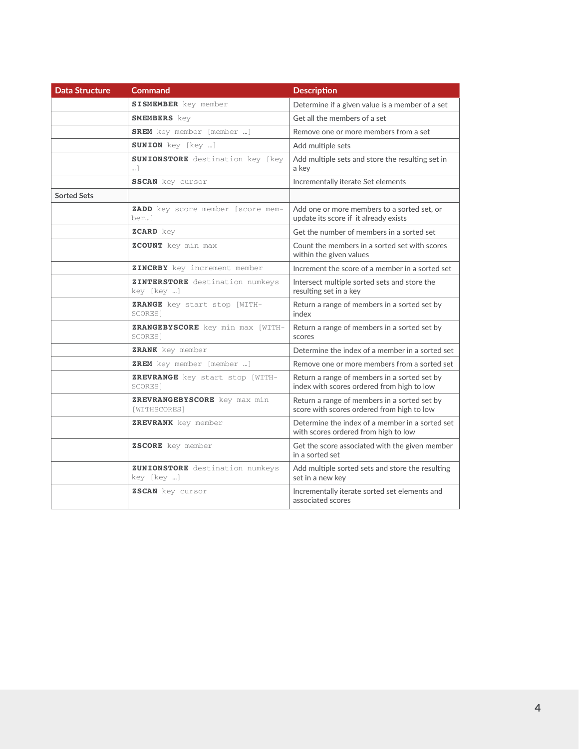| Data Structure | Command | Description |
| --- | --- | --- |
| | **SISMEMBER** key member | Determine if a given value is a member of a set |
| | **SMEMBERS** key | Get all the members of a set |
| | **SREM** key member [member …] | Remove one or more members from a set |
| | **SUNION** key [key …] | Add multiple sets |
| | **SUNIONSTORE** destination key [key …] | Add multiple sets and store the resulting set in a key |
| | **SSCAN** key cursor | Incrementally iterate Set elements |
| Sorted Sets | | |
| | **ZADD** key score member [score member…] | Add one or more members to a sorted set, or update its score if it already exists |
| | **ZCARD** key | Get the number of members in a sorted set |
| | **ZCOUNT** key min max | Count the members in a sorted set with scores within the given values |
| | **ZINCRBY** key increment member | Increment the score of a member in a sorted set |
| | **ZINTERSTORE** destination numkeys key [key …] | Intersect multiple sorted sets and store the resulting set in a key |
| | **ZRANGE** key start stop [WITHSCORES] | Return a range of members in a sorted set by index |
| | **ZRANGEBYSCORE** key min max [WITHSCORES] | Return a range of members in a sorted set by scores |
| | **ZRANK** key member | Determine the index of a member in a sorted set |
| | **ZREM** key member [member …] | Remove one or more members from a sorted set |
| | **ZREVRANGE** key start stop [WITHSCORES] | Return a range of members in a sorted set by index with scores ordered from high to low |
| | **ZREVRANGEBYSCORE** key max min [WITHSCORES] | Return a range of members in a sorted set by score with scores ordered from high to low |
| | **ZREVRANK** key member | Determine the index of a member in a sorted set with scores ordered from high to low |
| | **ZSCORE** key member | Get the score associated with the given member in a sorted set |
| | **ZUNIONSTORE** destination numkeys key [key …] | Add multiple sorted sets and store the resulting set in a new key |
| | **ZSCAN** key cursor | Incrementally iterate sorted set elements and associated scores |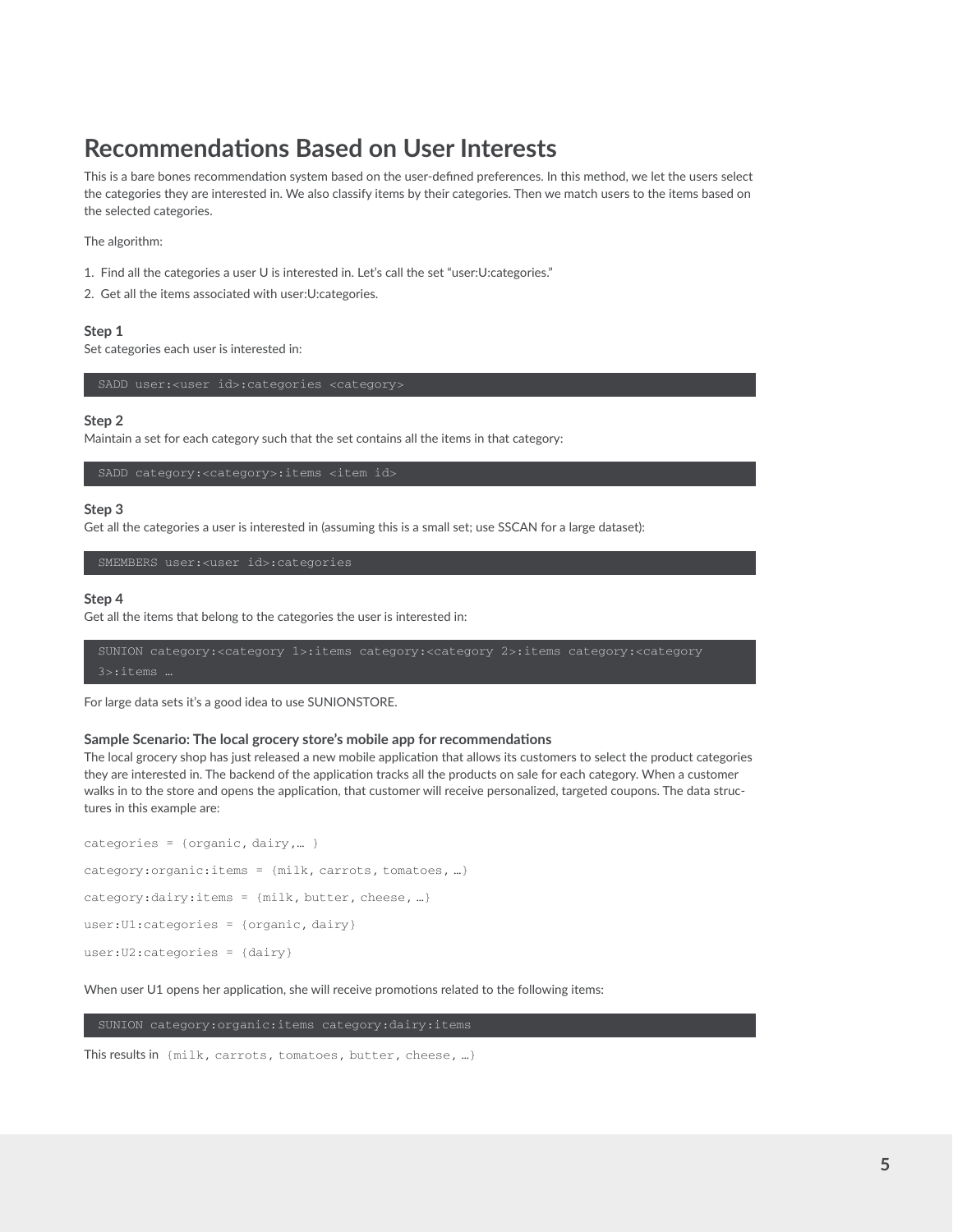## Recommendations Based on User Interests

This is a bare bones recommendation system based on the user-defined preferences. In this method, we let the users select the categories they are interested in. We also classify items by their categories. Then we match users to the items based on the selected categories.

The algorithm:

1. Find all the categories a user U is interested in. Let's call the set "user:U:categories."
2. Get all the items associated with user:U:categories.

**Step 1**
Set categories each user is interested in:

```
SADD user:<user id>:categories <category>
```

**Step 2**
Maintain a set for each category such that the set contains all the items in that category:

```
SADD category:<category>:items <item id>
```

**Step 3**
Get all the categories a user is interested in (assuming this is a small set; use SSCAN for a large dataset):

```
SMEMBERS user:<user id>:categories
```

**Step 4**
Get all the items that belong to the categories the user is interested in:

```
SUNION category:<category 1>:items category:<category 2>:items category:<category 3>:items …
```

For large data sets it's a good idea to use SUNIONSTORE.

**Sample Scenario: The local grocery store's mobile app for recommendations**
The local grocery shop has just released a new mobile application that allows its customers to select the product categories they are interested in. The backend of the application tracks all the products on sale for each category. When a customer walks in to the store and opens the application, that customer will receive personalized, targeted coupons. The data structures in this example are:

```
categories = {organic, dairy,… }

category:organic:items = {milk, carrots, tomatoes, …}

category:dairy:items = {milk, butter, cheese, …}

user:U1:categories = {organic, dairy}

user:U2:categories = {dairy}
```

When user U1 opens her application, she will receive promotions related to the following items:

```
SUNION category:organic:items category:dairy:items
```

This results in `{milk, carrots, tomatoes, butter, cheese, …}`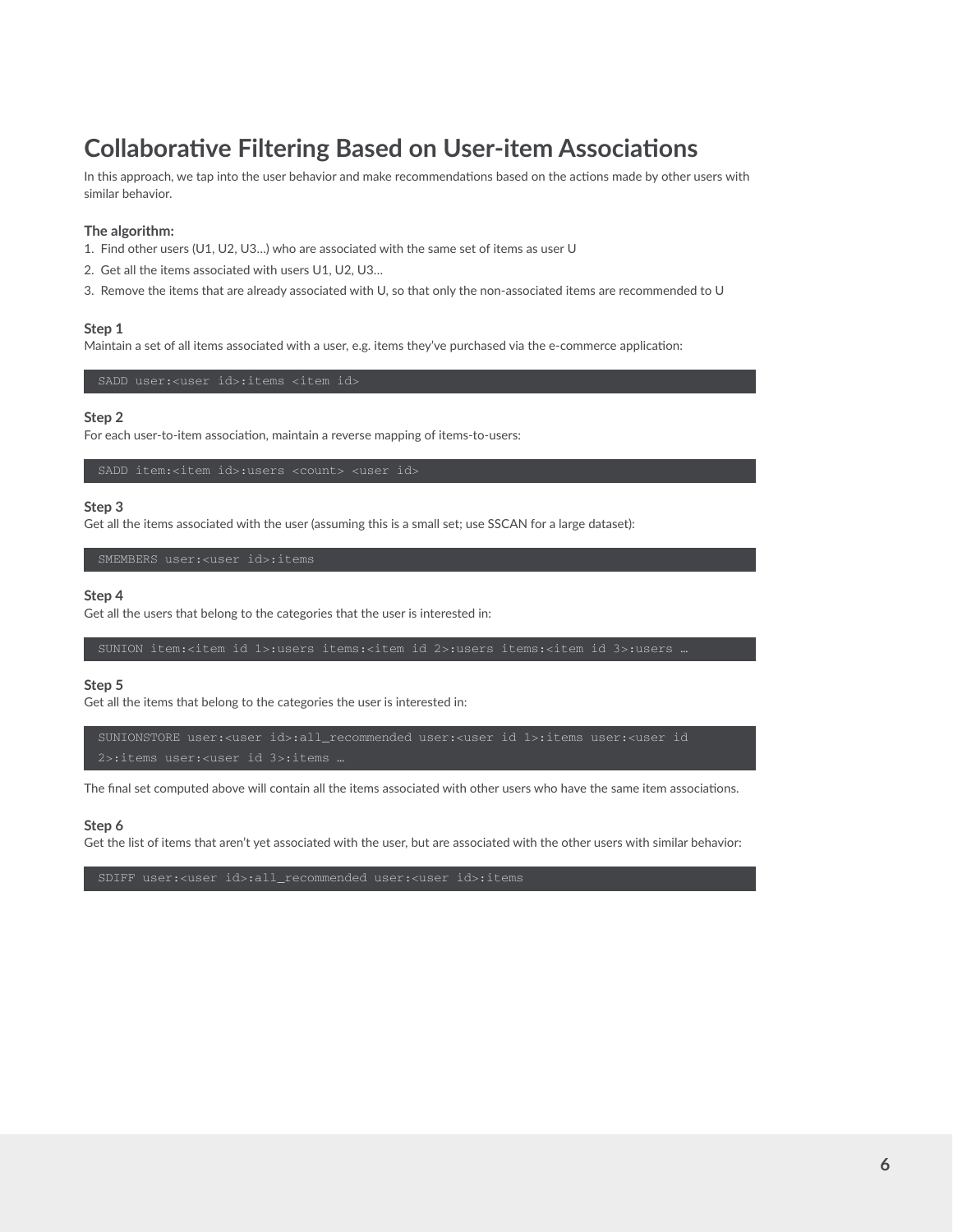# Collaborative Filtering Based on User-item Associations

In this approach, we tap into the user behavior and make recommendations based on the actions made by other users with similar behavior.

**The algorithm:**

1. Find other users (U1, U2, U3…) who are associated with the same set of items as user U
2. Get all the items associated with users U1, U2, U3…
3. Remove the items that are already associated with U, so that only the non-associated items are recommended to U

**Step 1**

Maintain a set of all items associated with a user, e.g. items they've purchased via the e-commerce application:

```
SADD user:<user id>:items <item id>
```

**Step 2**

For each user-to-item association, maintain a reverse mapping of items-to-users:

```
SADD item:<item id>:users <count> <user id>
```

**Step 3**

Get all the items associated with the user (assuming this is a small set; use SSCAN for a large dataset):

```
SMEMBERS user:<user id>:items
```

**Step 4**

Get all the users that belong to the categories that the user is interested in:

```
SUNION item:<item id 1>:users items:<item id 2>:users items:<item id 3>:users …
```

**Step 5**

Get all the items that belong to the categories the user is interested in:

```
SUNIONSTORE user:<user id>:all_recommended user:<user id 1>:items user:<user id
2>:items user:<user id 3>:items …
```

The final set computed above will contain all the items associated with other users who have the same item associations.

**Step 6**

Get the list of items that aren't yet associated with the user, but are associated with the other users with similar behavior:

```
SDIFF user:<user id>:all_recommended user:<user id>:items
```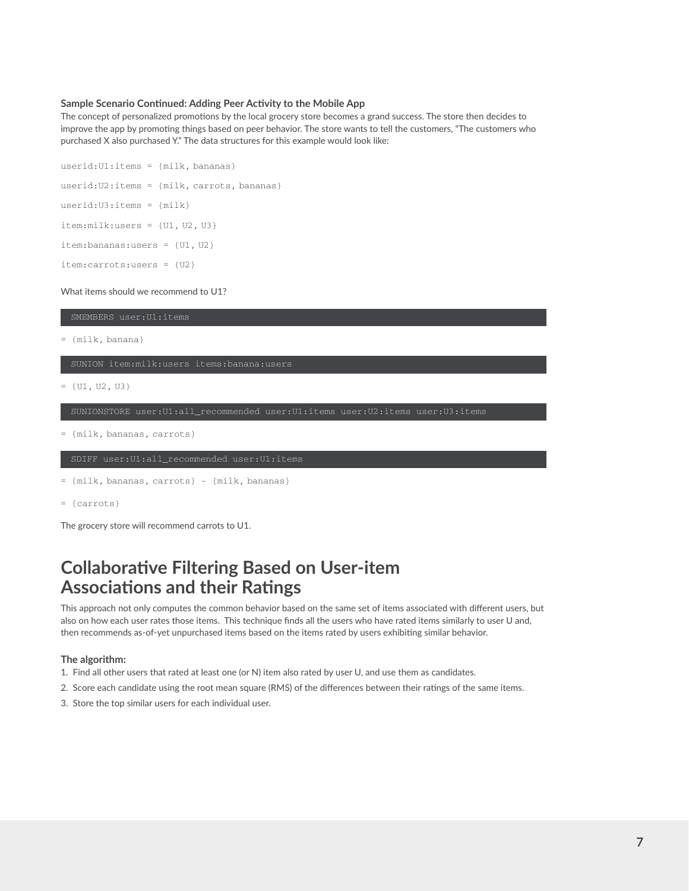**Sample Scenario Continued: Adding Peer Activity to the Mobile App**

The concept of personalized promotions by the local grocery store becomes a grand success. The store then decides to improve the app by promoting things based on peer behavior. The store wants to tell the customers, "The customers who purchased X also purchased Y." The data structures for this example would look like:

```
userid:U1:items = {milk, bananas}

userid:U2:items = {milk, carrots, bananas}

userid:U3:items = {milk}

item:milk:users = {U1, U2, U3}

item:bananas:users = {U1, U2}

item:carrots:users = {U2}
```

What items should we recommend to U1?

```
SMEMBERS user:U1:items
```

```
= {milk, banana}
```

```
SUNION item:milk:users items:banana:users
```

```
= {U1, U2, U3}
```

```
SUNIONSTORE user:U1:all_recommended user:U1:items user:U2:items user:U3:items
```

```
= {milk, bananas, carrots}
```

```
SDIFF user:U1:all_recommended user:U1:items
```

```
= {milk, bananas, carrots} - {milk, bananas}

= {carrots}
```

The grocery store will recommend carrots to U1.

## Collaborative Filtering Based on User-item Associations and their Ratings

This approach not only computes the common behavior based on the same set of items associated with different users, but also on how each user rates those items. This technique finds all the users who have rated items similarly to user U and, then recommends as-of-yet unpurchased items based on the items rated by users exhibiting similar behavior.

**The algorithm:**

1. Find all other users that rated at least one (or N) item also rated by user U, and use them as candidates.
2. Score each candidate using the root mean square (RMS) of the differences between their ratings of the same items.
3. Store the top similar users for each individual user.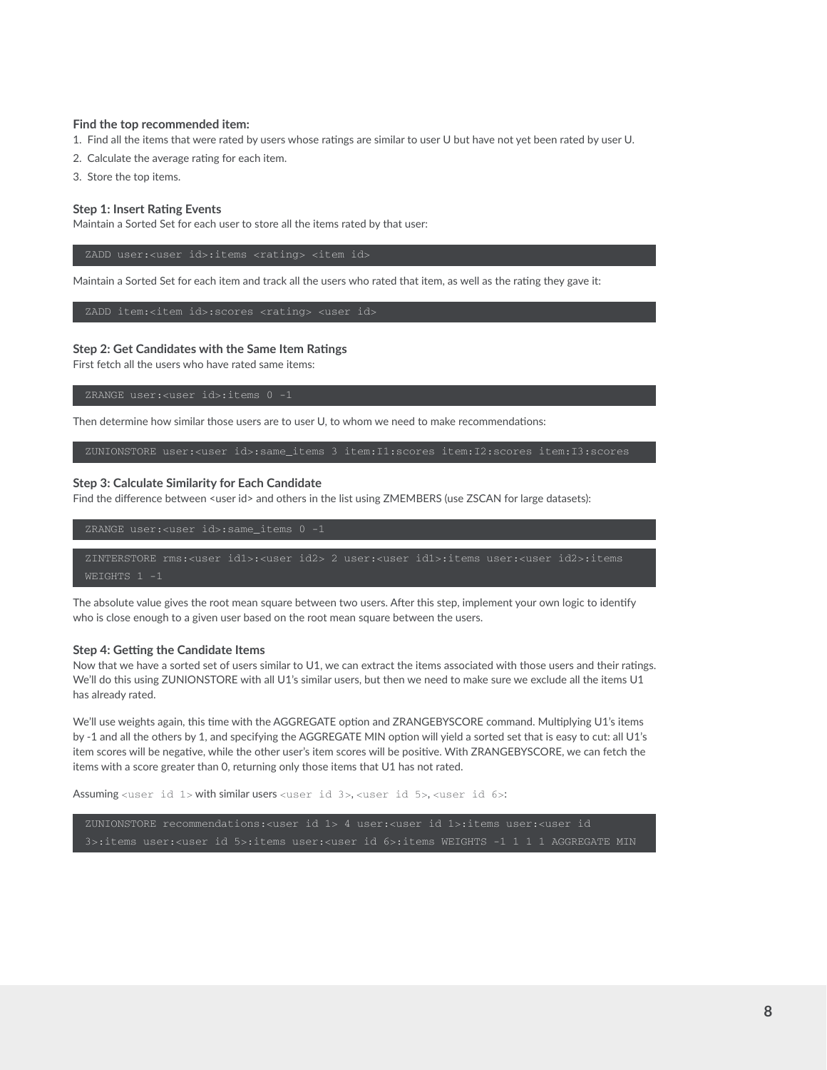**Find the top recommended item:**

1. Find all the items that were rated by users whose ratings are similar to user U but have not yet been rated by user U.
2. Calculate the average rating for each item.
3. Store the top items.

**Step 1: Insert Rating Events**

Maintain a Sorted Set for each user to store all the items rated by that user:

```
ZADD user:<user id>:items <rating> <item id>
```

Maintain a Sorted Set for each item and track all the users who rated that item, as well as the rating they gave it:

```
ZADD item:<item id>:scores <rating> <user id>
```

**Step 2: Get Candidates with the Same Item Ratings**

First fetch all the users who have rated same items:

```
ZRANGE user:<user id>:items 0 -1
```

Then determine how similar those users are to user U, to whom we need to make recommendations:

```
ZUNIONSTORE user:<user id>:same_items 3 item:I1:scores item:I2:scores item:I3:scores
```

**Step 3: Calculate Similarity for Each Candidate**

Find the difference between <user id> and others in the list using ZMEMBERS (use ZSCAN for large datasets):

```
ZRANGE user:<user id>:same_items 0 -1
```

```
ZINTERSTORE rms:<user id1>:<user id2> 2 user:<user id1>:items user:<user id2>:items
WEIGHTS 1 -1
```

The absolute value gives the root mean square between two users. After this step, implement your own logic to identify who is close enough to a given user based on the root mean square between the users.

**Step 4: Getting the Candidate Items**

Now that we have a sorted set of users similar to U1, we can extract the items associated with those users and their ratings. We'll do this using ZUNIONSTORE with all U1's similar users, but then we need to make sure we exclude all the items U1 has already rated.

We'll use weights again, this time with the AGGREGATE option and ZRANGEBYSCORE command. Multiplying U1's items by -1 and all the others by 1, and specifying the AGGREGATE MIN option will yield a sorted set that is easy to cut: all U1's item scores will be negative, while the other user's item scores will be positive. With ZRANGEBYSCORE, we can fetch the items with a score greater than 0, returning only those items that U1 has not rated.

Assuming `<user id 1>` with similar users `<user id 3>`, `<user id 5>`, `<user id 6>`:

```
ZUNIONSTORE recommendations:<user id 1> 4 user:<user id 1>:items user:<user id
3>:items user:<user id 5>:items user:<user id 6>:items WEIGHTS -1 1 1 1 AGGREGATE MIN
```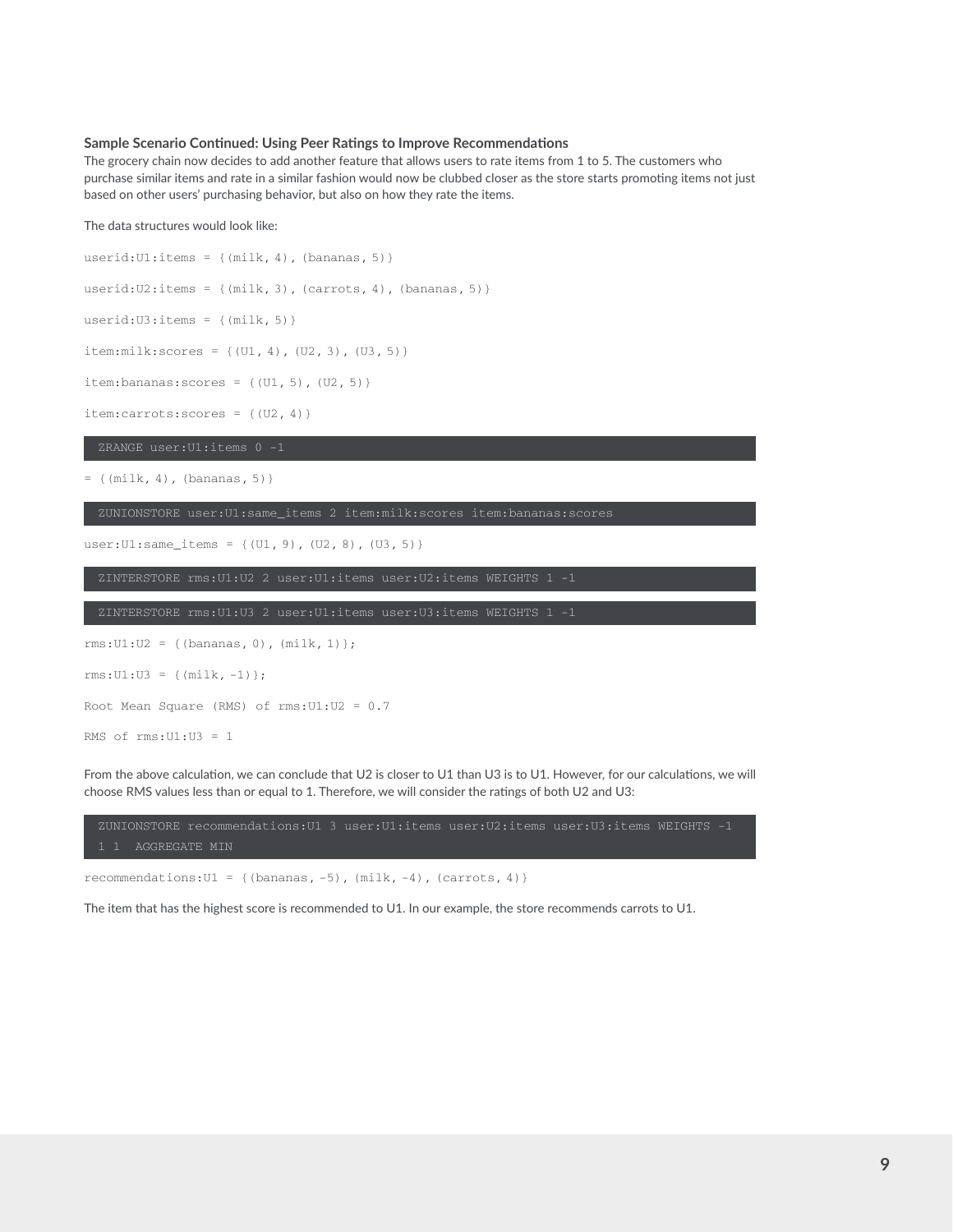**Sample Scenario Continued: Using Peer Ratings to Improve Recommendations**

The grocery chain now decides to add another feature that allows users to rate items from 1 to 5. The customers who purchase similar items and rate in a similar fashion would now be clubbed closer as the store starts promoting items not just based on other users' purchasing behavior, but also on how they rate the items.

The data structures would look like:

```
userid:U1:items = {(milk, 4), (bananas, 5)}

userid:U2:items = {(milk, 3), (carrots, 4), (bananas, 5)}

userid:U3:items = {(milk, 5)}

item:milk:scores = {(U1, 4), (U2, 3), (U3, 5)}

item:bananas:scores = {(U1, 5), (U2, 5)}

item:carrots:scores = {(U2, 4)}
```

```
ZRANGE user:U1:items 0 -1
```

```
= {(milk, 4), (bananas, 5)}
```

```
ZUNIONSTORE user:U1:same_items 2 item:milk:scores item:bananas:scores
```

```
user:U1:same_items = {(U1, 9), (U2, 8), (U3, 5)}
```

```
ZINTERSTORE rms:U1:U2 2 user:U1:items user:U2:items WEIGHTS 1 -1
```

```
ZINTERSTORE rms:U1:U3 2 user:U1:items user:U3:items WEIGHTS 1 -1
```

```
rms:U1:U2 = {(bananas, 0), (milk, 1)};

rms:U1:U3 = {(milk, -1)};

Root Mean Square (RMS) of rms:U1:U2 = 0.7

RMS of rms:U1:U3 = 1
```

From the above calculation, we can conclude that U2 is closer to U1 than U3 is to U1. However, for our calculations, we will choose RMS values less than or equal to 1. Therefore, we will consider the ratings of both U2 and U3:

```
ZUNIONSTORE recommendations:U1 3 user:U1:items user:U2:items user:U3:items WEIGHTS -1
1 1  AGGREGATE MIN
```

```
recommendations:U1 = {(bananas, -5), (milk, -4), (carrots, 4)}
```

The item that has the highest score is recommended to U1. In our example, the store recommends carrots to U1.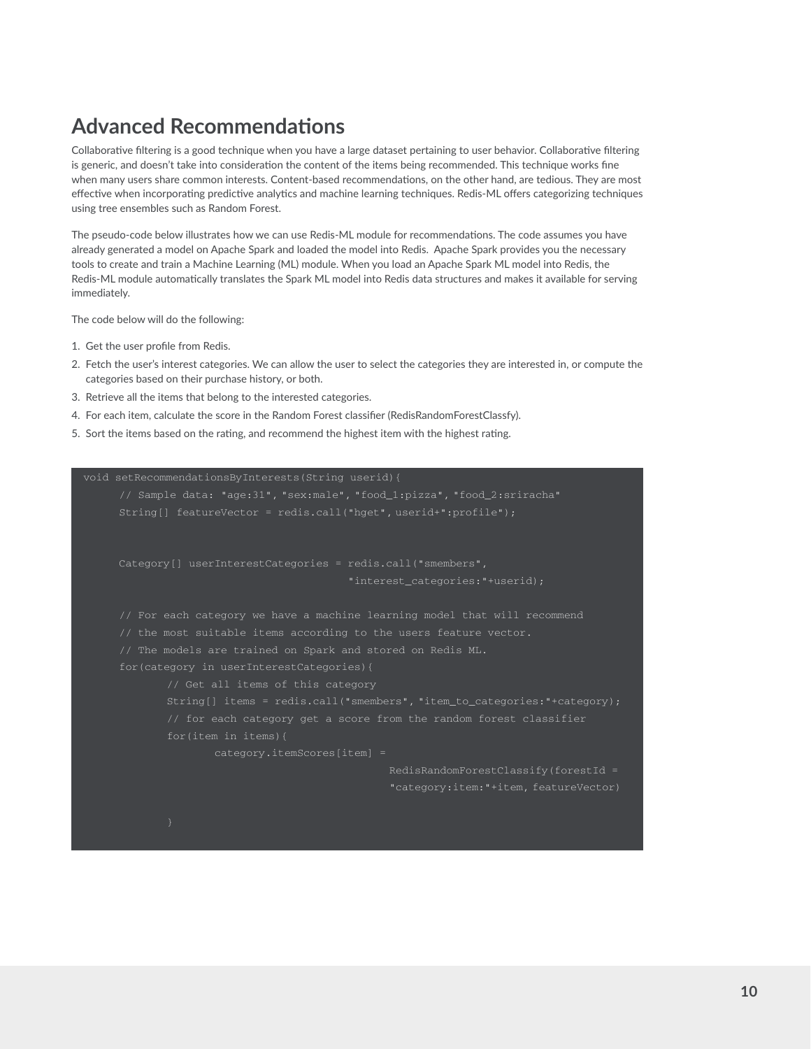## Advanced Recommendations

Collaborative filtering is a good technique when you have a large dataset pertaining to user behavior. Collaborative filtering is generic, and doesn't take into consideration the content of the items being recommended. This technique works fine when many users share common interests. Content-based recommendations, on the other hand, are tedious. They are most effective when incorporating predictive analytics and machine learning techniques. Redis-ML offers categorizing techniques using tree ensembles such as Random Forest.

The pseudo-code below illustrates how we can use Redis-ML module for recommendations. The code assumes you have already generated a model on Apache Spark and loaded the model into Redis. Apache Spark provides you the necessary tools to create and train a Machine Learning (ML) module. When you load an Apache Spark ML model into Redis, the Redis-ML module automatically translates the Spark ML model into Redis data structures and makes it available for serving immediately.

The code below will do the following:

1. Get the user profile from Redis.
2. Fetch the user's interest categories. We can allow the user to select the categories they are interested in, or compute the categories based on their purchase history, or both.
3. Retrieve all the items that belong to the interested categories.
4. For each item, calculate the score in the Random Forest classifier (RedisRandomForestClassfy).
5. Sort the items based on the rating, and recommend the highest item with the highest rating.

```
void setRecommendationsByInterests(String userid){
      // Sample data: "age:31", "sex:male", "food_1:pizza", "food_2:sriracha"
      String[] featureVector = redis.call("hget", userid+":profile");


      Category[] userInterestCategories = redis.call("smembers",
                                          "interest_categories:"+userid);

      // For each category we have a machine learning model that will recommend
      // the most suitable items according to the users feature vector.
      // The models are trained on Spark and stored on Redis ML.
      for(category in userInterestCategories){
              // Get all items of this category
              String[] items = redis.call("smembers", "item_to_categories:"+category);
              // for each category get a score from the random forest classifier
              for(item in items){
                      category.itemScores[item] =
                                                  RedisRandomForestClassify(forestId =
                                                  "category:item:"+item, featureVector)

              }
```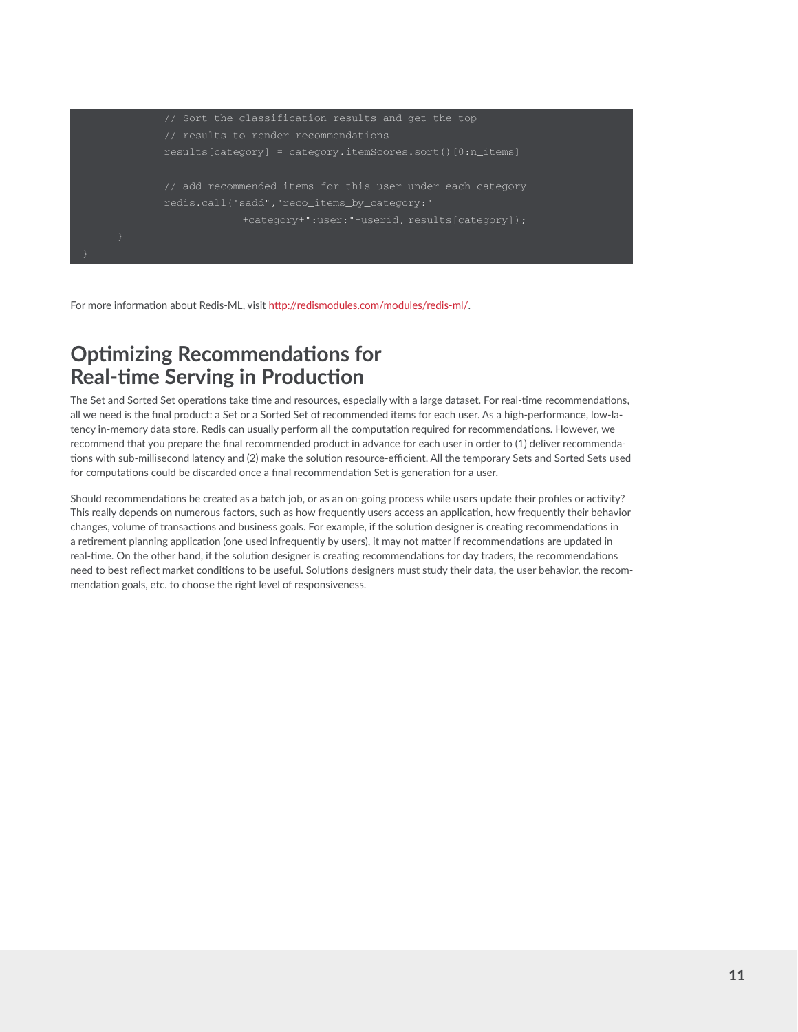```
            // Sort the classification results and get the top
            // results to render recommendations
            results[category] = category.itemScores.sort()[0:n_items]

            // add recommended items for this user under each category
            redis.call("sadd","reco_items_by_category:"
                        +category+":user:"+userid, results[category]);
      }
}
```

For more information about Redis-ML, visit http://redismodules.com/modules/redis-ml/.

## Optimizing Recommendations for Real-time Serving in Production

The Set and Sorted Set operations take time and resources, especially with a large dataset. For real-time recommendations, all we need is the final product: a Set or a Sorted Set of recommended items for each user. As a high-performance, low-latency in-memory data store, Redis can usually perform all the computation required for recommendations. However, we recommend that you prepare the final recommended product in advance for each user in order to (1) deliver recommendations with sub-millisecond latency and (2) make the solution resource-efficient. All the temporary Sets and Sorted Sets used for computations could be discarded once a final recommendation Set is generation for a user.

Should recommendations be created as a batch job, or as an on-going process while users update their profiles or activity? This really depends on numerous factors, such as how frequently users access an application, how frequently their behavior changes, volume of transactions and business goals. For example, if the solution designer is creating recommendations in a retirement planning application (one used infrequently by users), it may not matter if recommendations are updated in real-time. On the other hand, if the solution designer is creating recommendations for day traders, the recommendations need to best reflect market conditions to be useful. Solutions designers must study their data, the user behavior, the recommendation goals, etc. to choose the right level of responsiveness.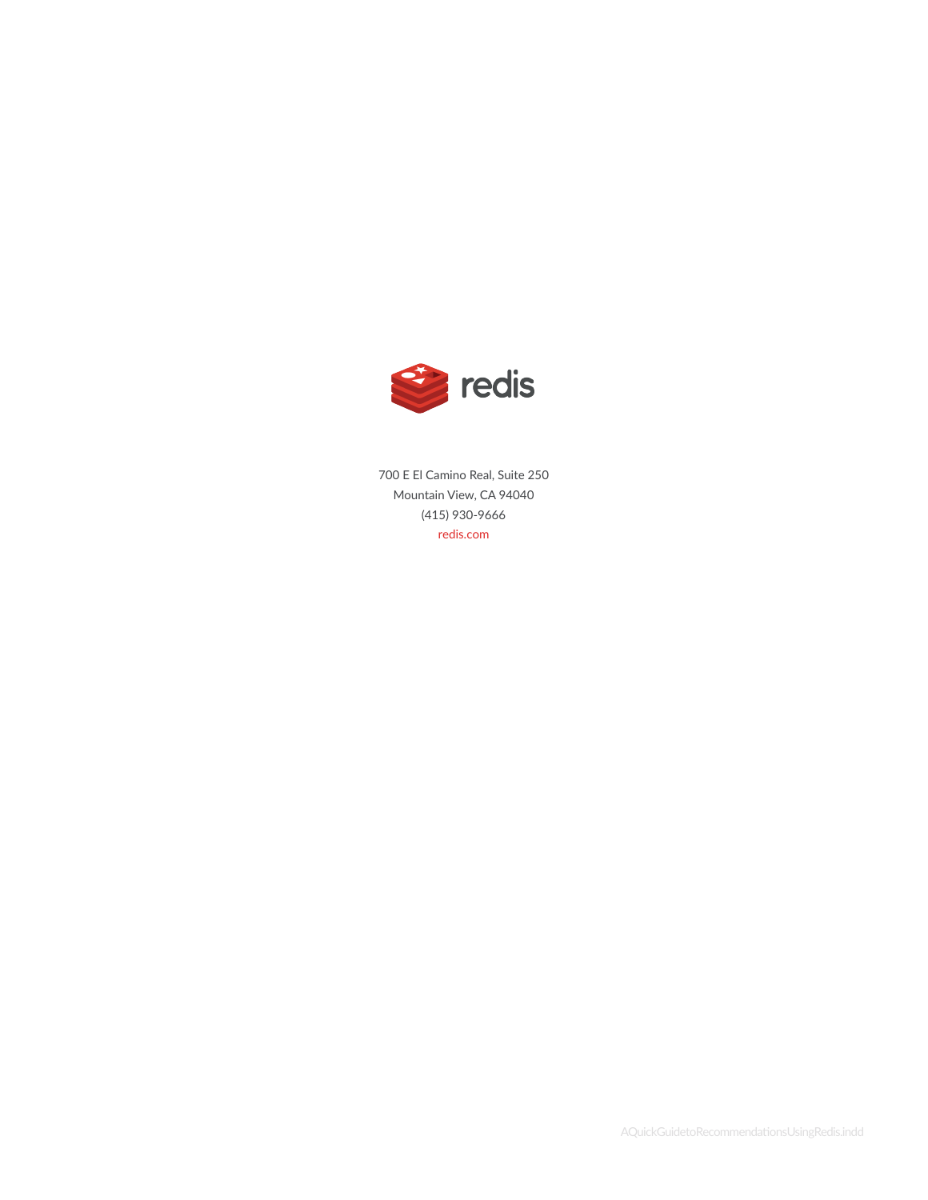redis

700 E El Camino Real, Suite 250
Mountain View, CA 94040
(415) 930-9666
redis.com

AQuickGuidetoRecommendationsUsingRedis.indd